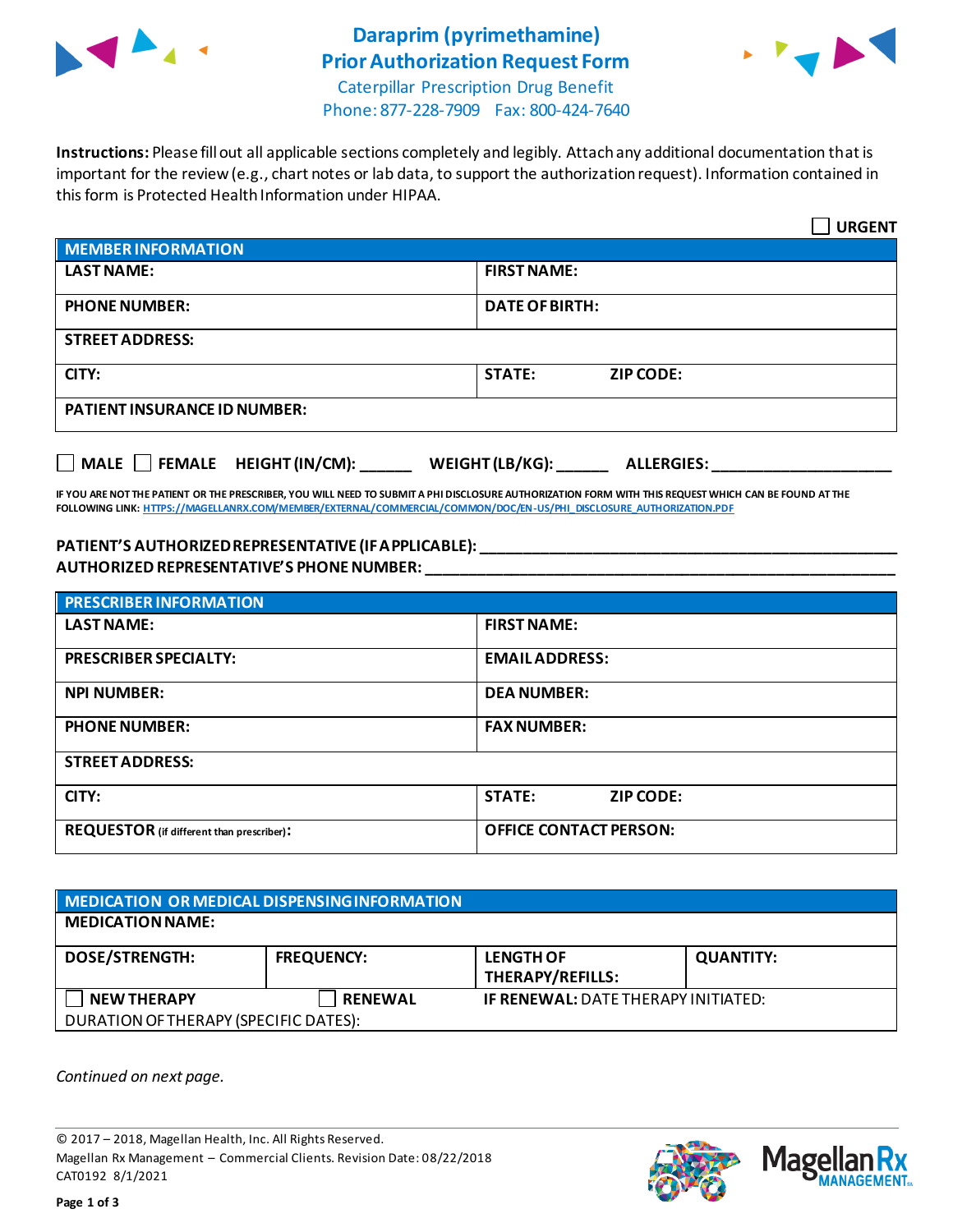# Daraprim (pyrimethamine) Prior Authorization Request Form

Caterpillar Prescription Drug Benefit
Phone: 877-228-7909 Fax: 800-424-7640

**Instructions:** Please fill out all applicable sections completely and legibly. Attach any additional documentation that is important for the review (e.g., chart notes or lab data, to support the authorization request). Information contained in this form is Protected Health Information under HIPAA.

☐ **URGENT**

| MEMBER INFORMATION | |
|---|---|
| **LAST NAME:** | **FIRST NAME:** |
| **PHONE NUMBER:** | **DATE OF BIRTH:** |
| **STREET ADDRESS:** | |
| **CITY:** | **STATE:** **ZIP CODE:** |
| **PATIENT INSURANCE ID NUMBER:** | |

☐ **MALE** ☐ **FEMALE** **HEIGHT (IN/CM):** ______ **WEIGHT (LB/KG):** ______ **ALLERGIES:** ____________________

**IF YOU ARE NOT THE PATIENT OR THE PRESCRIBER, YOU WILL NEED TO SUBMIT A PHI DISCLOSURE AUTHORIZATION FORM WITH THIS REQUEST WHICH CAN BE FOUND AT THE FOLLOWING LINK: HTTPS://MAGELLANRX.COM/MEMBER/EXTERNAL/COMMERCIAL/COMMON/DOC/EN-US/PHI_DISCLOSURE_AUTHORIZATION.PDF**

**PATIENT'S AUTHORIZED REPRESENTATIVE (IF APPLICABLE):** ________________________________________________

**AUTHORIZED REPRESENTATIVE'S PHONE NUMBER:** ________________________________________________

| PRESCRIBER INFORMATION | |
|---|---|
| **LAST NAME:** | **FIRST NAME:** |
| **PRESCRIBER SPECIALTY:** | **EMAIL ADDRESS:** |
| **NPI NUMBER:** | **DEA NUMBER:** |
| **PHONE NUMBER:** | **FAX NUMBER:** |
| **STREET ADDRESS:** | |
| **CITY:** | **STATE:** **ZIP CODE:** |
| **REQUESTOR** (if different than prescriber)**:** | **OFFICE CONTACT PERSON:** |

| MEDICATION OR MEDICAL DISPENSING INFORMATION | | | |
|---|---|---|---|
| **MEDICATION NAME:** | | | |
| **DOSE/STRENGTH:** | **FREQUENCY:** | **LENGTH OF THERAPY/REFILLS:** | **QUANTITY:** |
| ☐ **NEW THERAPY** | ☐ **RENEWAL** | **IF RENEWAL:** DATE THERAPY INITIATED: | |
| DURATION OF THERAPY (SPECIFIC DATES): | | | |

*Continued on next page.*

© 2017 – 2018, Magellan Health, Inc. All Rights Reserved.
Magellan Rx Management – Commercial Clients. Revision Date: 08/22/2018
CAT0192 8/1/2021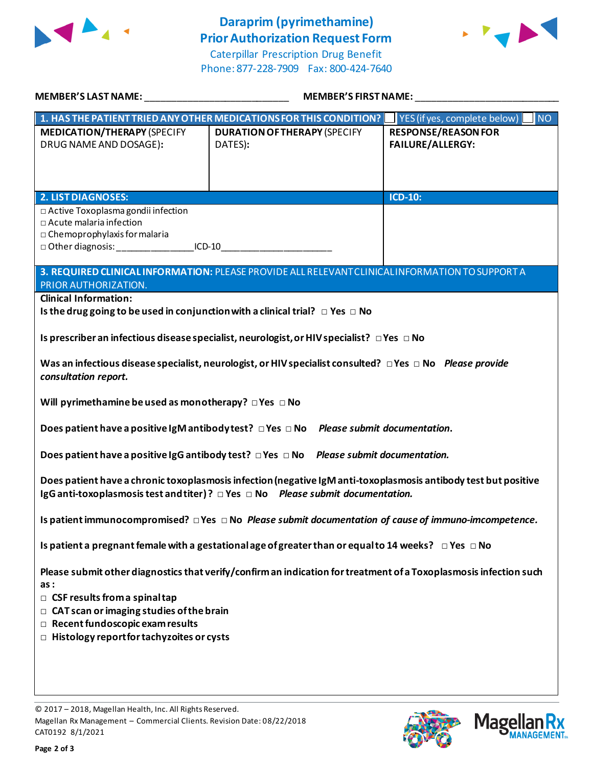# Daraprim (pyrimethamine) Prior Authorization Request Form

Caterpillar Prescription Drug Benefit
Phone: 877-228-7909 Fax: 800-424-7640

**MEMBER'S LAST NAME:** ___________________________ **MEMBER'S FIRST NAME:** ___________________________

**1. HAS THE PATIENT TRIED ANY OTHER MEDICATIONS FOR THIS CONDITION?** ☐ YES (if yes, complete below) ☐ NO

| **MEDICATION/THERAPY** (SPECIFY DRUG NAME AND DOSAGE): | **DURATION OF THERAPY** (SPECIFY DATES): | **RESPONSE/REASON FOR FAILURE/ALLERGY:** |
|---|---|---|
| | | |

| **2. LIST DIAGNOSES:** | **ICD-10:** |
|---|---|
| □ Active Toxoplasma gondii infection<br>□ Acute malaria infection<br>□ Chemoprophylaxis for malaria<br>□ Other diagnosis: _______________ICD-10______________________ | |

**3. REQUIRED CLINICAL INFORMATION:** PLEASE PROVIDE ALL RELEVANT CLINICAL INFORMATION TO SUPPORT A PRIOR AUTHORIZATION.

**Clinical Information:**

**Is the drug going to be used in conjunction with a clinical trial?** □ **Yes** □ **No**

**Is prescriber an infectious disease specialist, neurologist, or HIV specialist?** □ **Yes** □ **No**

**Was an infectious disease specialist, neurologist, or HIV specialist consulted?** □ **Yes** □ **No** ***Please provide consultation report.***

**Will pyrimethamine be used as monotherapy?** □ **Yes** □ **No**

**Does patient have a positive IgM antibody test?** □ **Yes** □ **No** ***Please submit documentation.***

**Does patient have a positive IgG antibody test?** □ **Yes** □ **No** ***Please submit documentation.***

**Does patient have a chronic toxoplasmosis infection (negative IgM anti-toxoplasmosis antibody test but positive IgG anti-toxoplasmosis test and titer)?** □ **Yes** □ **No** ***Please submit documentation.***

**Is patient immunocompromised?** □ **Yes** □ **No** ***Please submit documentation of cause of immuno-imcompetence.***

**Is patient a pregnant female with a gestational age of greater than or equal to 14 weeks?** □ **Yes** □ **No**

**Please submit other diagnostics that verify/confirm an indication for treatment of a Toxoplasmosis infection such as:**

- □ **CSF results from a spinal tap**
- □ **CAT scan or imaging studies of the brain**
- □ **Recent fundoscopic exam results**
- □ **Histology report for tachyzoites or cysts**

© 2017 – 2018, Magellan Health, Inc. All Rights Reserved.
Magellan Rx Management – Commercial Clients. Revision Date: 08/22/2018
CAT0192 8/1/2021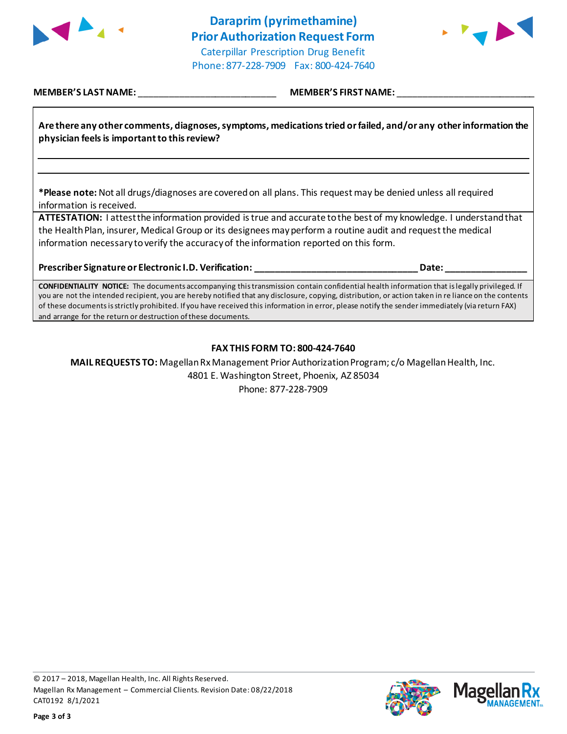# Daraprim (pyrimethamine) Prior Authorization Request Form

Caterpillar Prescription Drug Benefit
Phone: 877-228-7909 Fax: 800-424-7640

**MEMBER'S LAST NAME:** ___________________________ **MEMBER'S FIRST NAME:** ___________________________

**Are there any other comments, diagnoses, symptoms, medications tried or failed, and/or any other information the physician feels is important to this review?**

_______________________________________________________________________________

_______________________________________________________________________________

***Please note:** Not all drugs/diagnoses are covered on all plans. This request may be denied unless all required information is received.

**ATTESTATION:** I attest the information provided is true and accurate to the best of my knowledge. I understand that the Health Plan, insurer, Medical Group or its designees may perform a routine audit and request the medical information necessary to verify the accuracy of the information reported on this form.

**Prescriber Signature or Electronic I.D. Verification:** ________________________________ **Date:** ________________

**CONFIDENTIALITY NOTICE:** The documents accompanying this transmission contain confidential health information that is legally privileged. If you are not the intended recipient, you are hereby notified that any disclosure, copying, distribution, or action taken in reliance on the contents of these documents is strictly prohibited. If you have received this information in error, please notify the sender immediately (via return FAX) and arrange for the return or destruction of these documents.

**FAX THIS FORM TO: 800-424-7640**

**MAIL REQUESTS TO:** Magellan Rx Management Prior Authorization Program; c/o Magellan Health, Inc.
4801 E. Washington Street, Phoenix, AZ 85034
Phone: 877-228-7909

© 2017 – 2018, Magellan Health, Inc. All Rights Reserved.
Magellan Rx Management – Commercial Clients. Revision Date: 08/22/2018
CAT0192 8/1/2021